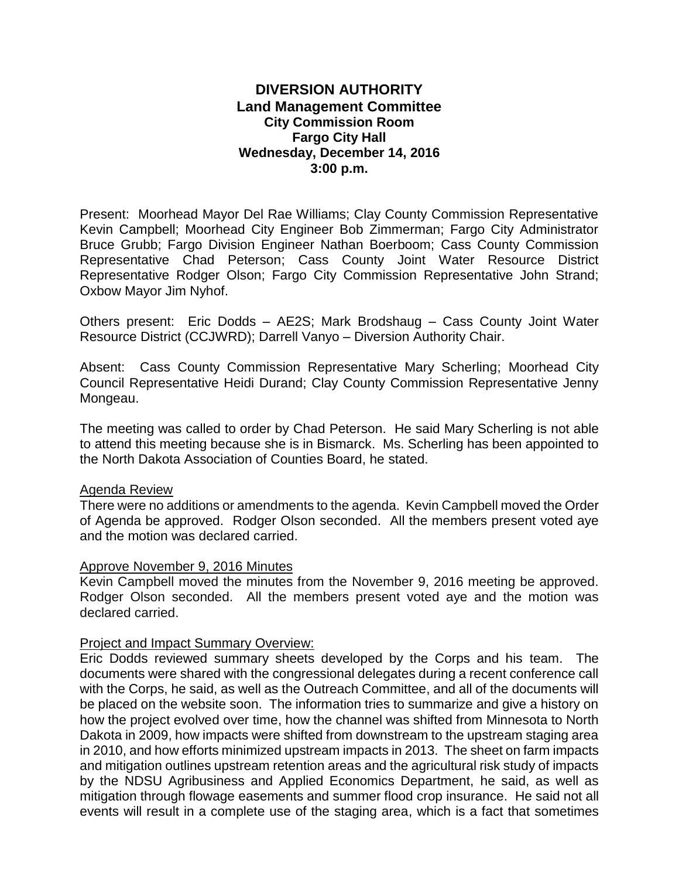# DIVERSION AUTHORITY

## Land Management Committee

**City Commission Room**
**Fargo City Hall**
**Wednesday, December 14, 2016**
**3:00 p.m.**

Present: Moorhead Mayor Del Rae Williams; Clay County Commission Representative Kevin Campbell; Moorhead City Engineer Bob Zimmerman; Fargo City Administrator Bruce Grubb; Fargo Division Engineer Nathan Boerboom; Cass County Commission Representative Chad Peterson; Cass County Joint Water Resource District Representative Rodger Olson; Fargo City Commission Representative John Strand; Oxbow Mayor Jim Nyhof.

Others present: Eric Dodds – AE2S; Mark Brodshaug – Cass County Joint Water Resource District (CCJWRD); Darrell Vanyo – Diversion Authority Chair.

Absent: Cass County Commission Representative Mary Scherling; Moorhead City Council Representative Heidi Durand; Clay County Commission Representative Jenny Mongeau.

The meeting was called to order by Chad Peterson. He said Mary Scherling is not able to attend this meeting because she is in Bismarck. Ms. Scherling has been appointed to the North Dakota Association of Counties Board, he stated.

Agenda Review

There were no additions or amendments to the agenda. Kevin Campbell moved the Order of Agenda be approved. Rodger Olson seconded. All the members present voted aye and the motion was declared carried.

Approve November 9, 2016 Minutes

Kevin Campbell moved the minutes from the November 9, 2016 meeting be approved. Rodger Olson seconded. All the members present voted aye and the motion was declared carried.

Project and Impact Summary Overview:

Eric Dodds reviewed summary sheets developed by the Corps and his team. The documents were shared with the congressional delegates during a recent conference call with the Corps, he said, as well as the Outreach Committee, and all of the documents will be placed on the website soon. The information tries to summarize and give a history on how the project evolved over time, how the channel was shifted from Minnesota to North Dakota in 2009, how impacts were shifted from downstream to the upstream staging area in 2010, and how efforts minimized upstream impacts in 2013. The sheet on farm impacts and mitigation outlines upstream retention areas and the agricultural risk study of impacts by the NDSU Agribusiness and Applied Economics Department, he said, as well as mitigation through flowage easements and summer flood crop insurance. He said not all events will result in a complete use of the staging area, which is a fact that sometimes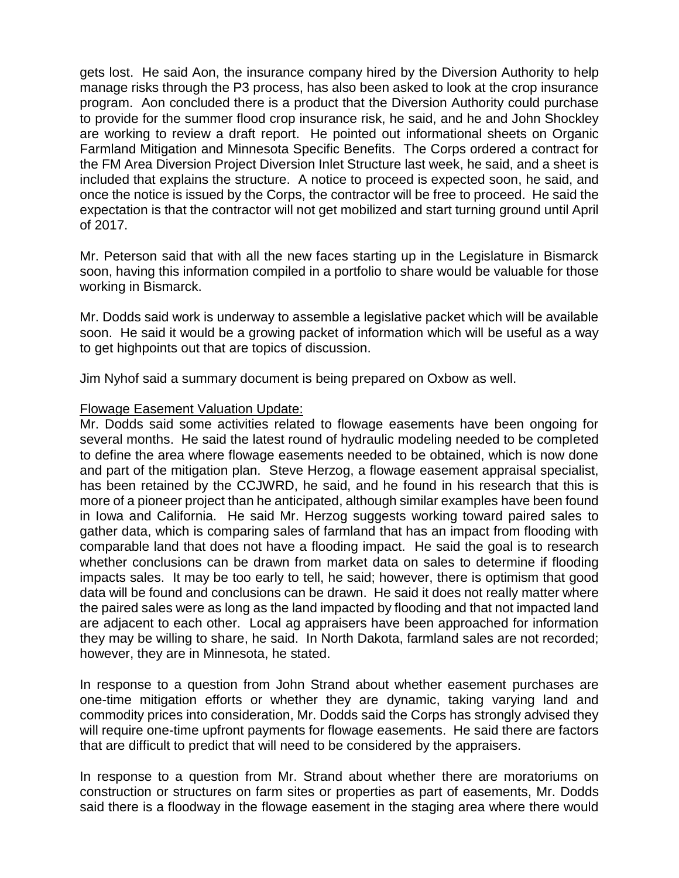gets lost. He said Aon, the insurance company hired by the Diversion Authority to help manage risks through the P3 process, has also been asked to look at the crop insurance program. Aon concluded there is a product that the Diversion Authority could purchase to provide for the summer flood crop insurance risk, he said, and he and John Shockley are working to review a draft report. He pointed out informational sheets on Organic Farmland Mitigation and Minnesota Specific Benefits. The Corps ordered a contract for the FM Area Diversion Project Diversion Inlet Structure last week, he said, and a sheet is included that explains the structure. A notice to proceed is expected soon, he said, and once the notice is issued by the Corps, the contractor will be free to proceed. He said the expectation is that the contractor will not get mobilized and start turning ground until April of 2017.

Mr. Peterson said that with all the new faces starting up in the Legislature in Bismarck soon, having this information compiled in a portfolio to share would be valuable for those working in Bismarck.

Mr. Dodds said work is underway to assemble a legislative packet which will be available soon. He said it would be a growing packet of information which will be useful as a way to get highpoints out that are topics of discussion.

Jim Nyhof said a summary document is being prepared on Oxbow as well.

<u>Flowage Easement Valuation Update:</u>
Mr. Dodds said some activities related to flowage easements have been ongoing for several months. He said the latest round of hydraulic modeling needed to be completed to define the area where flowage easements needed to be obtained, which is now done and part of the mitigation plan. Steve Herzog, a flowage easement appraisal specialist, has been retained by the CCJWRD, he said, and he found in his research that this is more of a pioneer project than he anticipated, although similar examples have been found in Iowa and California. He said Mr. Herzog suggests working toward paired sales to gather data, which is comparing sales of farmland that has an impact from flooding with comparable land that does not have a flooding impact. He said the goal is to research whether conclusions can be drawn from market data on sales to determine if flooding impacts sales. It may be too early to tell, he said; however, there is optimism that good data will be found and conclusions can be drawn. He said it does not really matter where the paired sales were as long as the land impacted by flooding and that not impacted land are adjacent to each other. Local ag appraisers have been approached for information they may be willing to share, he said. In North Dakota, farmland sales are not recorded; however, they are in Minnesota, he stated.

In response to a question from John Strand about whether easement purchases are one-time mitigation efforts or whether they are dynamic, taking varying land and commodity prices into consideration, Mr. Dodds said the Corps has strongly advised they will require one-time upfront payments for flowage easements. He said there are factors that are difficult to predict that will need to be considered by the appraisers.

In response to a question from Mr. Strand about whether there are moratoriums on construction or structures on farm sites or properties as part of easements, Mr. Dodds said there is a floodway in the flowage easement in the staging area where there would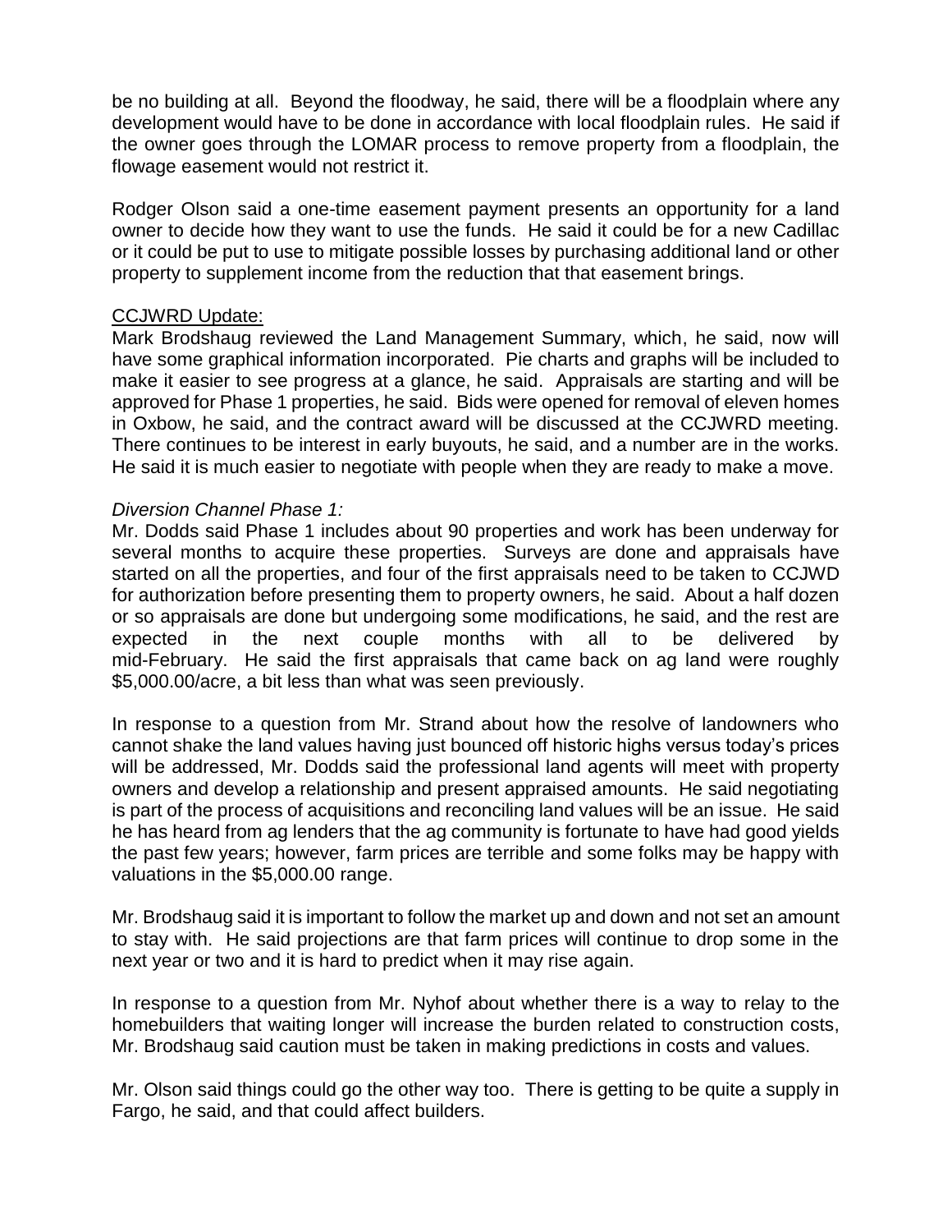be no building at all. Beyond the floodway, he said, there will be a floodplain where any development would have to be done in accordance with local floodplain rules. He said if the owner goes through the LOMAR process to remove property from a floodplain, the flowage easement would not restrict it.

Rodger Olson said a one-time easement payment presents an opportunity for a land owner to decide how they want to use the funds. He said it could be for a new Cadillac or it could be put to use to mitigate possible losses by purchasing additional land or other property to supplement income from the reduction that that easement brings.

<u>CCJWRD Update:</u>
Mark Brodshaug reviewed the Land Management Summary, which, he said, now will have some graphical information incorporated. Pie charts and graphs will be included to make it easier to see progress at a glance, he said. Appraisals are starting and will be approved for Phase 1 properties, he said. Bids were opened for removal of eleven homes in Oxbow, he said, and the contract award will be discussed at the CCJWRD meeting. There continues to be interest in early buyouts, he said, and a number are in the works. He said it is much easier to negotiate with people when they are ready to make a move.

*Diversion Channel Phase 1:*
Mr. Dodds said Phase 1 includes about 90 properties and work has been underway for several months to acquire these properties. Surveys are done and appraisals have started on all the properties, and four of the first appraisals need to be taken to CCJWD for authorization before presenting them to property owners, he said. About a half dozen or so appraisals are done but undergoing some modifications, he said, and the rest are expected in the next couple months with all to be delivered by mid-February. He said the first appraisals that came back on ag land were roughly $5,000.00/acre, a bit less than what was seen previously.

In response to a question from Mr. Strand about how the resolve of landowners who cannot shake the land values having just bounced off historic highs versus today's prices will be addressed, Mr. Dodds said the professional land agents will meet with property owners and develop a relationship and present appraised amounts. He said negotiating is part of the process of acquisitions and reconciling land values will be an issue. He said he has heard from ag lenders that the ag community is fortunate to have had good yields the past few years; however, farm prices are terrible and some folks may be happy with valuations in the $5,000.00 range.

Mr. Brodshaug said it is important to follow the market up and down and not set an amount to stay with. He said projections are that farm prices will continue to drop some in the next year or two and it is hard to predict when it may rise again.

In response to a question from Mr. Nyhof about whether there is a way to relay to the homebuilders that waiting longer will increase the burden related to construction costs, Mr. Brodshaug said caution must be taken in making predictions in costs and values.

Mr. Olson said things could go the other way too. There is getting to be quite a supply in Fargo, he said, and that could affect builders.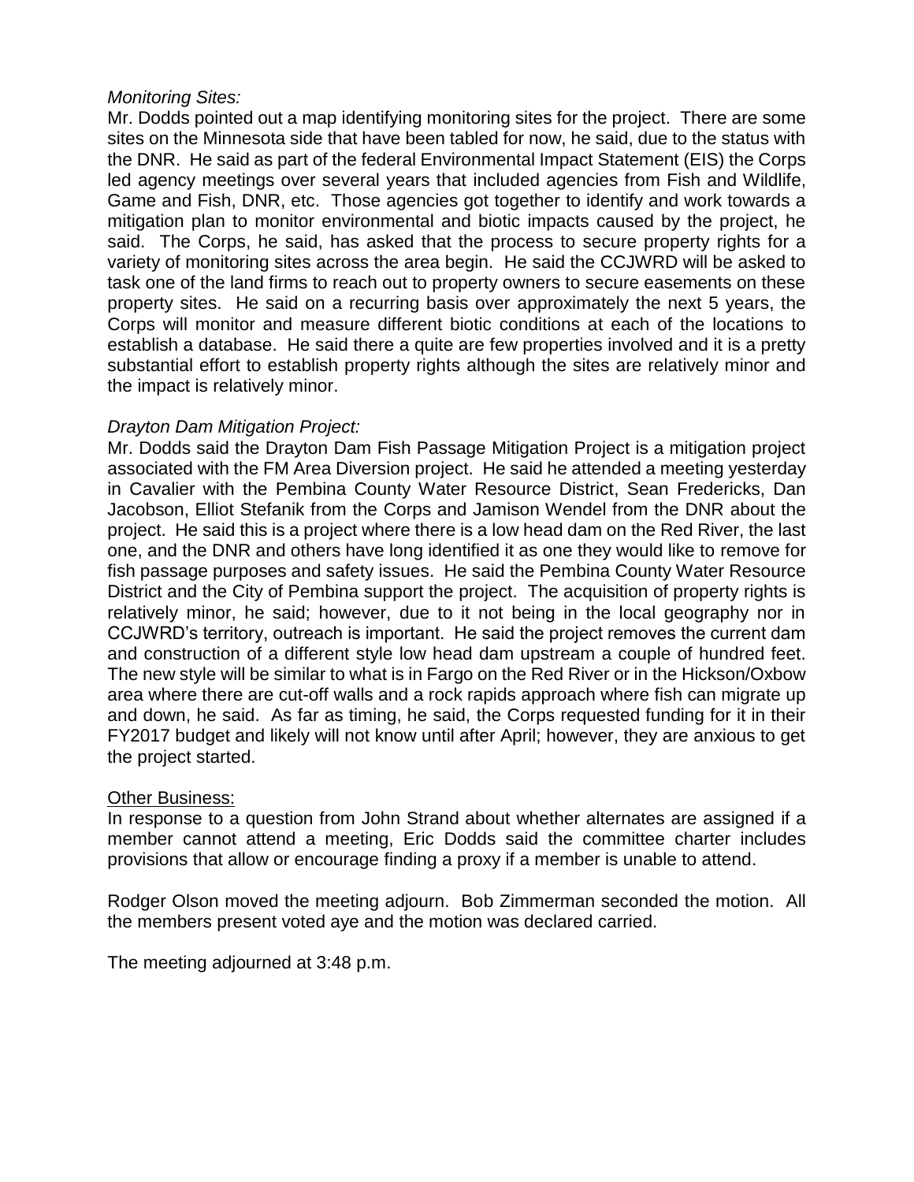*Monitoring Sites:*
Mr. Dodds pointed out a map identifying monitoring sites for the project. There are some sites on the Minnesota side that have been tabled for now, he said, due to the status with the DNR. He said as part of the federal Environmental Impact Statement (EIS) the Corps led agency meetings over several years that included agencies from Fish and Wildlife, Game and Fish, DNR, etc. Those agencies got together to identify and work towards a mitigation plan to monitor environmental and biotic impacts caused by the project, he said. The Corps, he said, has asked that the process to secure property rights for a variety of monitoring sites across the area begin. He said the CCJWRD will be asked to task one of the land firms to reach out to property owners to secure easements on these property sites. He said on a recurring basis over approximately the next 5 years, the Corps will monitor and measure different biotic conditions at each of the locations to establish a database. He said there a quite are few properties involved and it is a pretty substantial effort to establish property rights although the sites are relatively minor and the impact is relatively minor.

*Drayton Dam Mitigation Project:*
Mr. Dodds said the Drayton Dam Fish Passage Mitigation Project is a mitigation project associated with the FM Area Diversion project. He said he attended a meeting yesterday in Cavalier with the Pembina County Water Resource District, Sean Fredericks, Dan Jacobson, Elliot Stefanik from the Corps and Jamison Wendel from the DNR about the project. He said this is a project where there is a low head dam on the Red River, the last one, and the DNR and others have long identified it as one they would like to remove for fish passage purposes and safety issues. He said the Pembina County Water Resource District and the City of Pembina support the project. The acquisition of property rights is relatively minor, he said; however, due to it not being in the local geography nor in CCJWRD's territory, outreach is important. He said the project removes the current dam and construction of a different style low head dam upstream a couple of hundred feet. The new style will be similar to what is in Fargo on the Red River or in the Hickson/Oxbow area where there are cut-off walls and a rock rapids approach where fish can migrate up and down, he said. As far as timing, he said, the Corps requested funding for it in their FY2017 budget and likely will not know until after April; however, they are anxious to get the project started.

<u>Other Business:</u>
In response to a question from John Strand about whether alternates are assigned if a member cannot attend a meeting, Eric Dodds said the committee charter includes provisions that allow or encourage finding a proxy if a member is unable to attend.

Rodger Olson moved the meeting adjourn. Bob Zimmerman seconded the motion. All the members present voted aye and the motion was declared carried.

The meeting adjourned at 3:48 p.m.